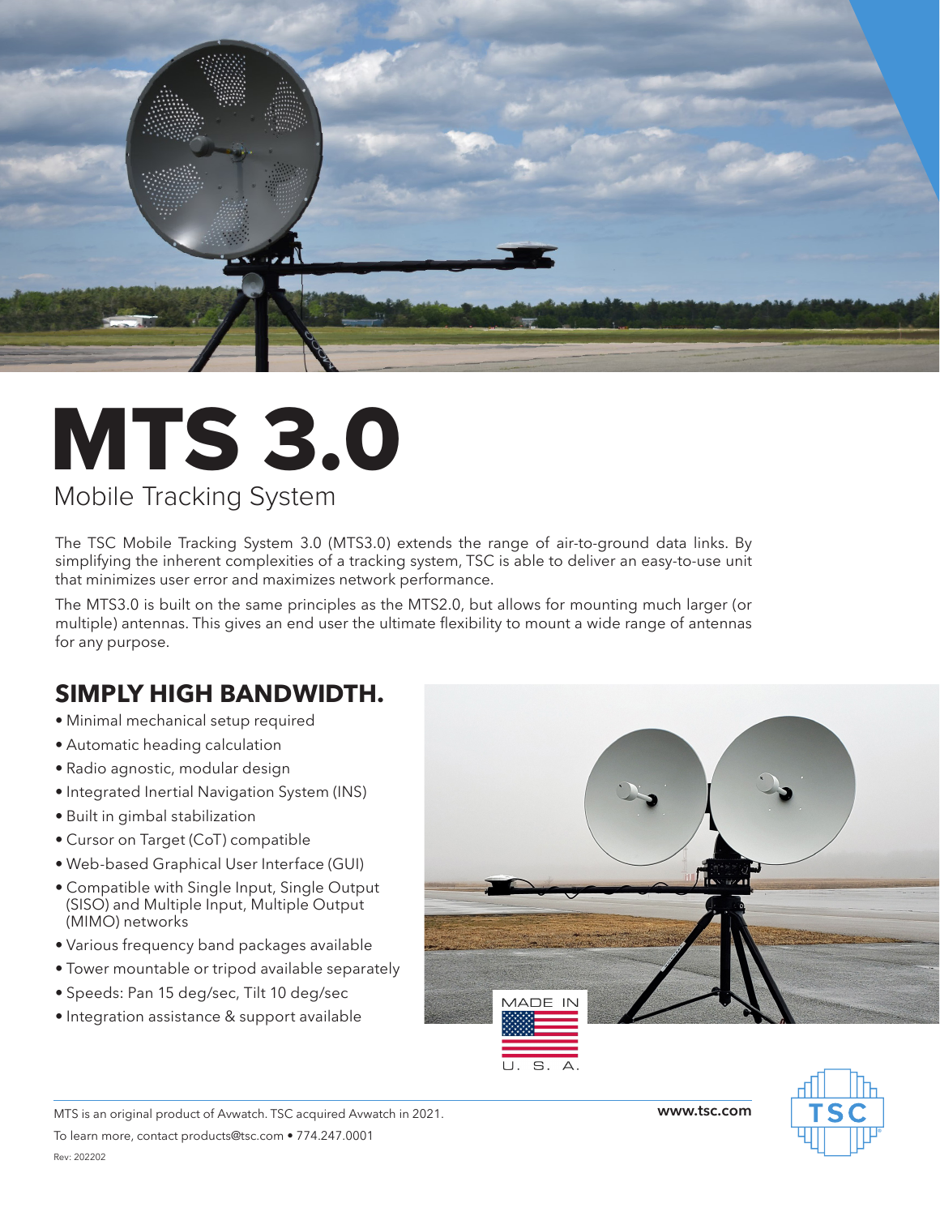# MTS 3.0

## Mobile Tracking System

The TSC Mobile Tracking System 3.0 (MTS3.0) extends the range of air-to-ground data links. By simplifying the inherent complexities of a tracking system, TSC is able to deliver an easy-to-use unit that minimizes user error and maximizes network performance.

The MTS3.0 is built on the same principles as the MTS2.0, but allows for mounting much larger (or multiple) antennas. This gives an end user the ultimate flexibility to mount a wide range of antennas for any purpose.

## SIMPLY HIGH BANDWIDTH.

- Minimal mechanical setup required
- Automatic heading calculation
- Radio agnostic, modular design
- Integrated Inertial Navigation System (INS)
- Built in gimbal stabilization
- Cursor on Target (CoT) compatible
- Web-based Graphical User Interface (GUI)
- Compatible with Single Input, Single Output (SISO) and Multiple Input, Multiple Output (MIMO) networks
- Various frequency band packages available
- Tower mountable or tripod available separately
- Speeds: Pan 15 deg/sec, Tilt 10 deg/sec
- Integration assistance & support available

MADE IN U. S. A.

MTS is an original product of Avwatch. TSC acquired Avwatch in 2021.

To learn more, contact products@tsc.com • 774.247.0001

**www.tsc.com**

Rev: 202202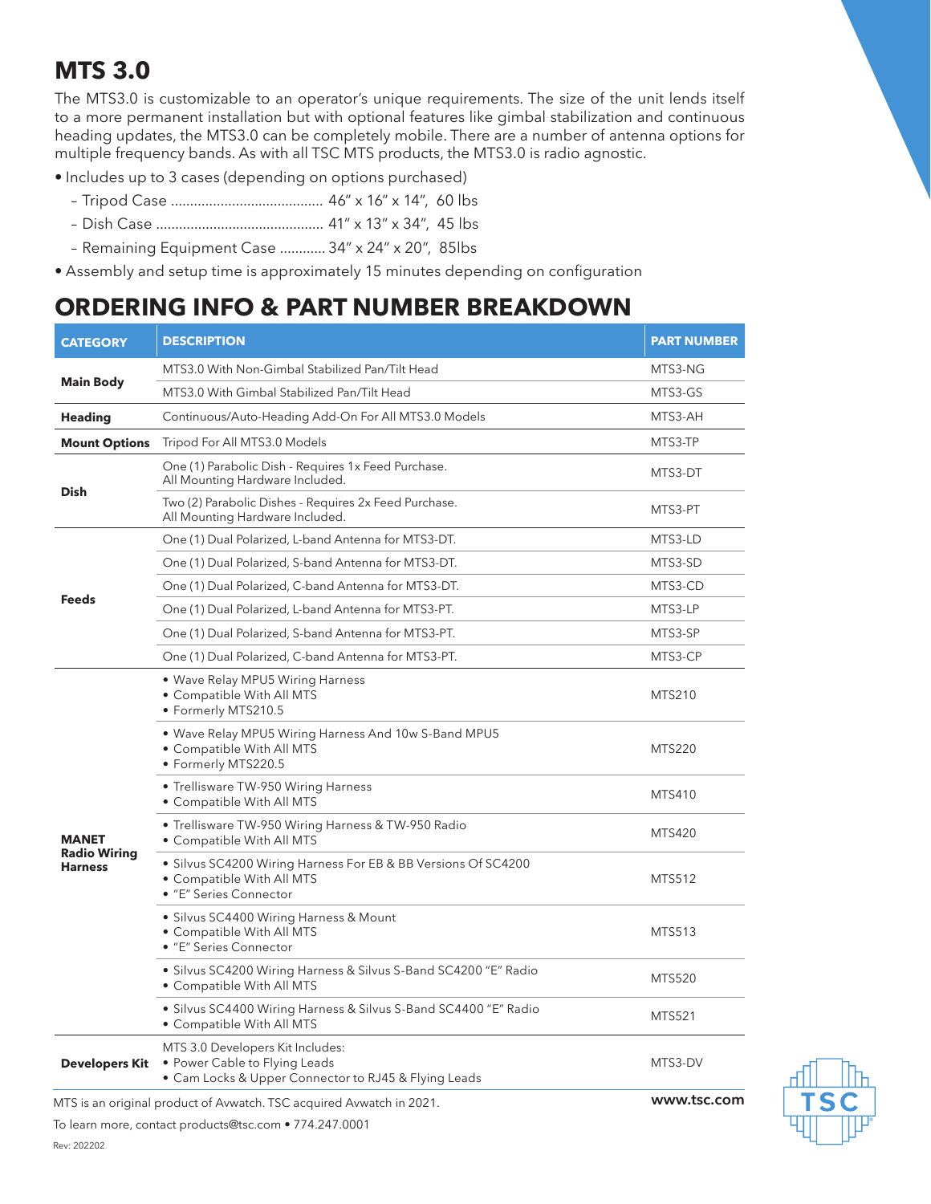# MTS 3.0

The MTS3.0 is customizable to an operator's unique requirements. The size of the unit lends itself to a more permanent installation but with optional features like gimbal stabilization and continuous heading updates, the MTS3.0 can be completely mobile. There are a number of antenna options for multiple frequency bands. As with all TSC MTS products, the MTS3.0 is radio agnostic.

- Includes up to 3 cases (depending on options purchased)
  - Tripod Case ........................................ 46" x 16" x 14", 60 lbs
  - Dish Case ............................................ 41" x 13" x 34", 45 lbs
  - Remaining Equipment Case ............ 34" x 24" x 20", 85lbs
- Assembly and setup time is approximately 15 minutes depending on configuration

## ORDERING INFO & PART NUMBER BREAKDOWN

| CATEGORY | DESCRIPTION | PART NUMBER |
|---|---|---|
| **Main Body** | MTS3.0 With Non-Gimbal Stabilized Pan/Tilt Head | MTS3-NG |
| | MTS3.0 With Gimbal Stabilized Pan/Tilt Head | MTS3-GS |
| **Heading** | Continuous/Auto-Heading Add-On For All MTS3.0 Models | MTS3-AH |
| **Mount Options** | Tripod For All MTS3.0 Models | MTS3-TP |
| **Dish** | One (1) Parabolic Dish - Requires 1x Feed Purchase. All Mounting Hardware Included. | MTS3-DT |
| | Two (2) Parabolic Dishes - Requires 2x Feed Purchase. All Mounting Hardware Included. | MTS3-PT |
| **Feeds** | One (1) Dual Polarized, L-band Antenna for MTS3-DT. | MTS3-LD |
| | One (1) Dual Polarized, S-band Antenna for MTS3-DT. | MTS3-SD |
| | One (1) Dual Polarized, C-band Antenna for MTS3-DT. | MTS3-CD |
| | One (1) Dual Polarized, L-band Antenna for MTS3-PT. | MTS3-LP |
| | One (1) Dual Polarized, S-band Antenna for MTS3-PT. | MTS3-SP |
| | One (1) Dual Polarized, C-band Antenna for MTS3-PT. | MTS3-CP |
| **MANET Radio Wiring Harness** | • Wave Relay MPU5 Wiring Harness<br>• Compatible With All MTS<br>• Formerly MTS210.5 | MTS210 |
| | • Wave Relay MPU5 Wiring Harness And 10w S-Band MPU5<br>• Compatible With All MTS<br>• Formerly MTS220.5 | MTS220 |
| | • Trellisware TW-950 Wiring Harness<br>• Compatible With All MTS | MTS410 |
| | • Trellisware TW-950 Wiring Harness & TW-950 Radio<br>• Compatible With All MTS | MTS420 |
| | • Silvus SC4200 Wiring Harness For EB & BB Versions Of SC4200<br>• Compatible With All MTS<br>• "E" Series Connector | MTS512 |
| | • Silvus SC4400 Wiring Harness & Mount<br>• Compatible With All MTS<br>• "E" Series Connector | MTS513 |
| | • Silvus SC4200 Wiring Harness & Silvus S-Band SC4200 "E" Radio<br>• Compatible With All MTS | MTS520 |
| | • Silvus SC4400 Wiring Harness & Silvus S-Band SC4400 "E" Radio<br>• Compatible With All MTS | MTS521 |
| **Developers Kit** | MTS 3.0 Developers Kit Includes:<br>• Power Cable to Flying Leads<br>• Cam Locks & Upper Connector to RJ45 & Flying Leads | MTS3-DV |

MTS is an original product of Avwatch. TSC acquired Avwatch in 2021.

To learn more, contact products@tsc.com • 774.247.0001

**www.tsc.com**

Rev: 202202